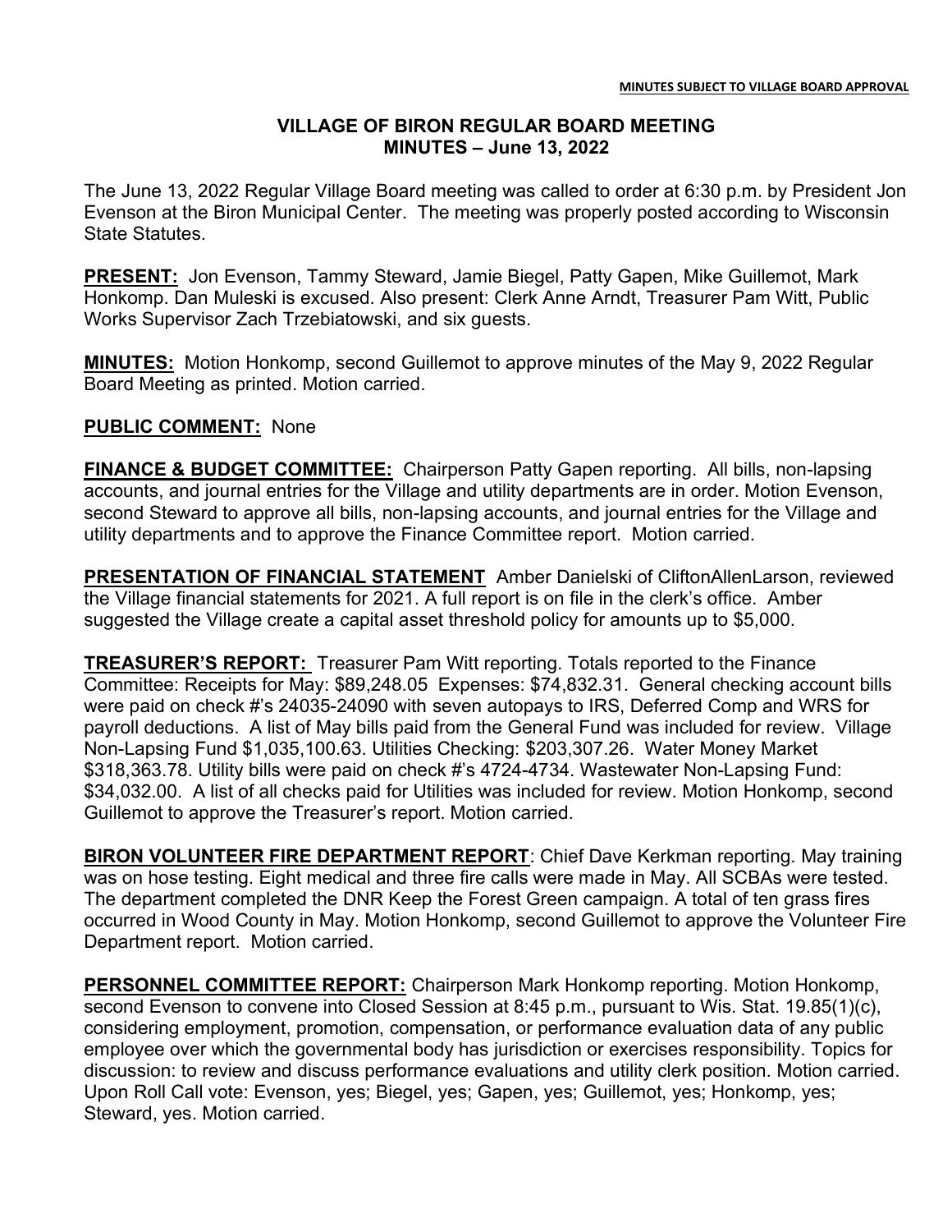MINUTES SUBJECT TO VILLAGE BOARD APPROVAL

# VILLAGE OF BIRON REGULAR BOARD MEETING
## MINUTES – June 13, 2022

The June 13, 2022 Regular Village Board meeting was called to order at 6:30 p.m. by President Jon Evenson at the Biron Municipal Center. The meeting was properly posted according to Wisconsin State Statutes.

**PRESENT:** Jon Evenson, Tammy Steward, Jamie Biegel, Patty Gapen, Mike Guillemot, Mark Honkomp. Dan Muleski is excused. Also present: Clerk Anne Arndt, Treasurer Pam Witt, Public Works Supervisor Zach Trzebiatowski, and six guests.

**MINUTES:** Motion Honkomp, second Guillemot to approve minutes of the May 9, 2022 Regular Board Meeting as printed. Motion carried.

**PUBLIC COMMENT:** None

**FINANCE & BUDGET COMMITTEE:** Chairperson Patty Gapen reporting. All bills, non-lapsing accounts, and journal entries for the Village and utility departments are in order. Motion Evenson, second Steward to approve all bills, non-lapsing accounts, and journal entries for the Village and utility departments and to approve the Finance Committee report. Motion carried.

**PRESENTATION OF FINANCIAL STATEMENT** Amber Danielski of CliftonAllenLarson, reviewed the Village financial statements for 2021. A full report is on file in the clerk's office. Amber suggested the Village create a capital asset threshold policy for amounts up to $5,000.

**TREASURER'S REPORT:** Treasurer Pam Witt reporting. Totals reported to the Finance Committee: Receipts for May: $89,248.05 Expenses: $74,832.31. General checking account bills were paid on check #'s 24035-24090 with seven autopays to IRS, Deferred Comp and WRS for payroll deductions. A list of May bills paid from the General Fund was included for review. Village Non-Lapsing Fund $1,035,100.63. Utilities Checking: $203,307.26. Water Money Market $318,363.78. Utility bills were paid on check #'s 4724-4734. Wastewater Non-Lapsing Fund: $34,032.00. A list of all checks paid for Utilities was included for review. Motion Honkomp, second Guillemot to approve the Treasurer's report. Motion carried.

**BIRON VOLUNTEER FIRE DEPARTMENT REPORT**: Chief Dave Kerkman reporting. May training was on hose testing. Eight medical and three fire calls were made in May. All SCBAs were tested. The department completed the DNR Keep the Forest Green campaign. A total of ten grass fires occurred in Wood County in May. Motion Honkomp, second Guillemot to approve the Volunteer Fire Department report. Motion carried.

**PERSONNEL COMMITTEE REPORT:** Chairperson Mark Honkomp reporting. Motion Honkomp, second Evenson to convene into Closed Session at 8:45 p.m., pursuant to Wis. Stat. 19.85(1)(c), considering employment, promotion, compensation, or performance evaluation data of any public employee over which the governmental body has jurisdiction or exercises responsibility. Topics for discussion: to review and discuss performance evaluations and utility clerk position. Motion carried. Upon Roll Call vote: Evenson, yes; Biegel, yes; Gapen, yes; Guillemot, yes; Honkomp, yes; Steward, yes. Motion carried.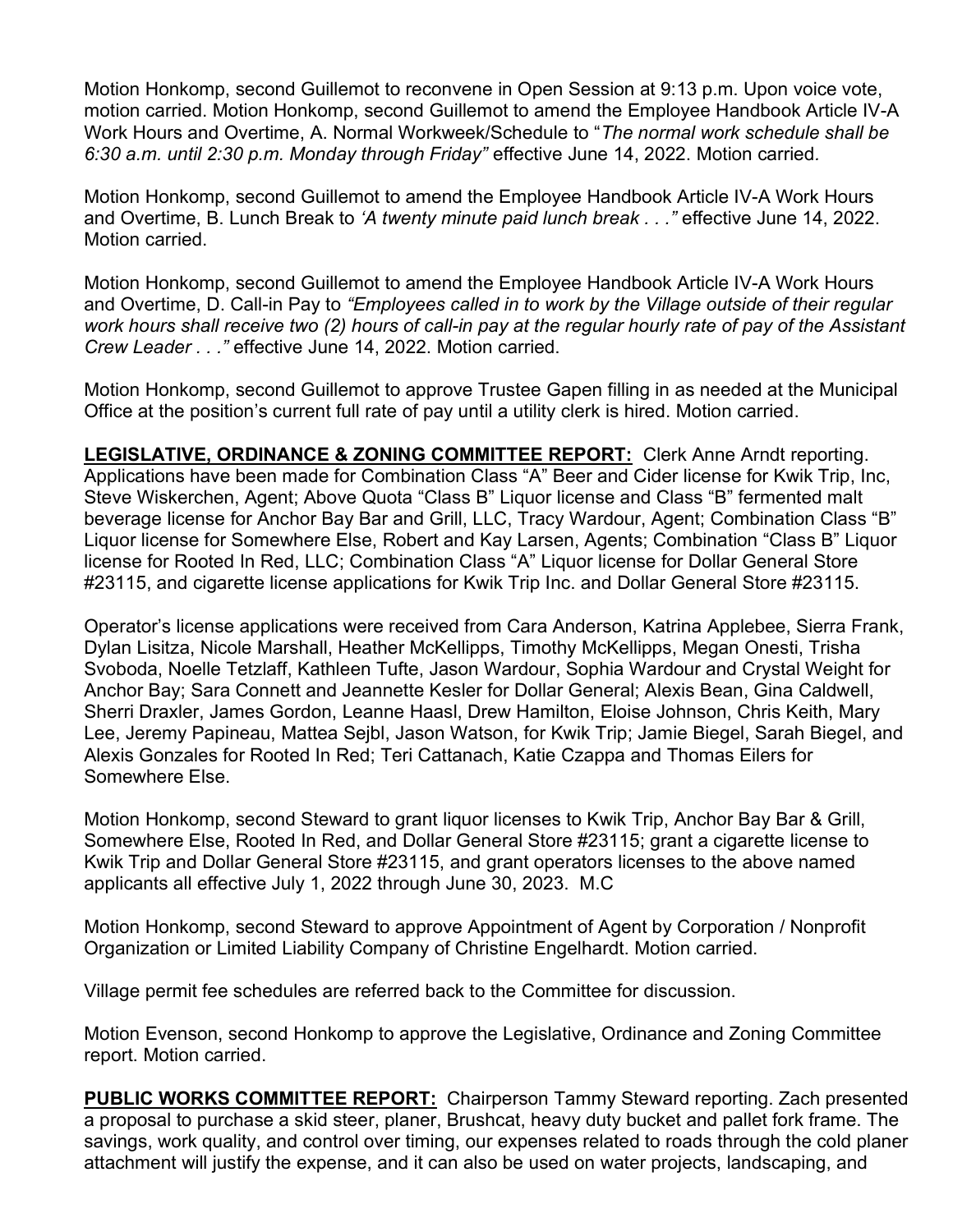Motion Honkomp, second Guillemot to reconvene in Open Session at 9:13 p.m. Upon voice vote, motion carried. Motion Honkomp, second Guillemot to amend the Employee Handbook Article IV-A Work Hours and Overtime, A. Normal Workweek/Schedule to "*The normal work schedule shall be 6:30 a.m. until 2:30 p.m. Monday through Friday"* effective June 14, 2022. Motion carried.

Motion Honkomp, second Guillemot to amend the Employee Handbook Article IV-A Work Hours and Overtime, B. Lunch Break to *'A twenty minute paid lunch break . . ."* effective June 14, 2022. Motion carried.

Motion Honkomp, second Guillemot to amend the Employee Handbook Article IV-A Work Hours and Overtime, D. Call-in Pay to *"Employees called in to work by the Village outside of their regular work hours shall receive two (2) hours of call-in pay at the regular hourly rate of pay of the Assistant Crew Leader . . ."* effective June 14, 2022. Motion carried.

Motion Honkomp, second Guillemot to approve Trustee Gapen filling in as needed at the Municipal Office at the position's current full rate of pay until a utility clerk is hired. Motion carried.

**LEGISLATIVE, ORDINANCE & ZONING COMMITTEE REPORT:** Clerk Anne Arndt reporting. Applications have been made for Combination Class "A" Beer and Cider license for Kwik Trip, Inc, Steve Wiskerchen, Agent; Above Quota "Class B" Liquor license and Class "B" fermented malt beverage license for Anchor Bay Bar and Grill, LLC, Tracy Wardour, Agent; Combination Class "B" Liquor license for Somewhere Else, Robert and Kay Larsen, Agents; Combination "Class B" Liquor license for Rooted In Red, LLC; Combination Class "A" Liquor license for Dollar General Store #23115, and cigarette license applications for Kwik Trip Inc. and Dollar General Store #23115.

Operator's license applications were received from Cara Anderson, Katrina Applebee, Sierra Frank, Dylan Lisitza, Nicole Marshall, Heather McKellipps, Timothy McKellipps, Megan Onesti, Trisha Svoboda, Noelle Tetzlaff, Kathleen Tufte, Jason Wardour, Sophia Wardour and Crystal Weight for Anchor Bay; Sara Connett and Jeannette Kesler for Dollar General; Alexis Bean, Gina Caldwell, Sherri Draxler, James Gordon, Leanne Haasl, Drew Hamilton, Eloise Johnson, Chris Keith, Mary Lee, Jeremy Papineau, Mattea Sejbl, Jason Watson, for Kwik Trip; Jamie Biegel, Sarah Biegel, and Alexis Gonzales for Rooted In Red; Teri Cattanach, Katie Czappa and Thomas Eilers for Somewhere Else.

Motion Honkomp, second Steward to grant liquor licenses to Kwik Trip, Anchor Bay Bar & Grill, Somewhere Else, Rooted In Red, and Dollar General Store #23115; grant a cigarette license to Kwik Trip and Dollar General Store #23115, and grant operators licenses to the above named applicants all effective July 1, 2022 through June 30, 2023. M.C

Motion Honkomp, second Steward to approve Appointment of Agent by Corporation / Nonprofit Organization or Limited Liability Company of Christine Engelhardt. Motion carried.

Village permit fee schedules are referred back to the Committee for discussion.

Motion Evenson, second Honkomp to approve the Legislative, Ordinance and Zoning Committee report. Motion carried.

**PUBLIC WORKS COMMITTEE REPORT:** Chairperson Tammy Steward reporting. Zach presented a proposal to purchase a skid steer, planer, Brushcat, heavy duty bucket and pallet fork frame. The savings, work quality, and control over timing, our expenses related to roads through the cold planer attachment will justify the expense, and it can also be used on water projects, landscaping, and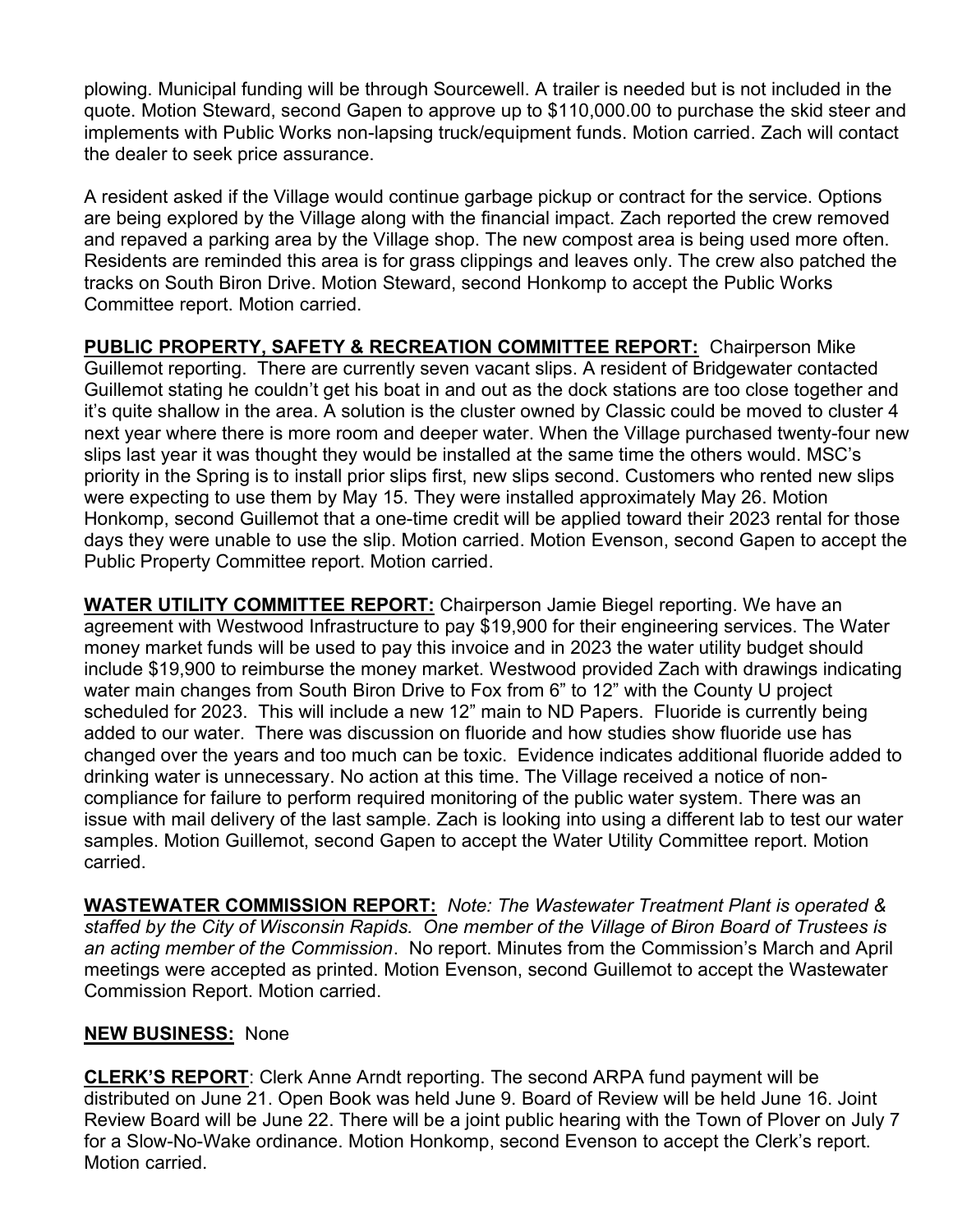plowing. Municipal funding will be through Sourcewell. A trailer is needed but is not included in the quote. Motion Steward, second Gapen to approve up to $110,000.00 to purchase the skid steer and implements with Public Works non-lapsing truck/equipment funds. Motion carried. Zach will contact the dealer to seek price assurance.

A resident asked if the Village would continue garbage pickup or contract for the service. Options are being explored by the Village along with the financial impact. Zach reported the crew removed and repaved a parking area by the Village shop. The new compost area is being used more often. Residents are reminded this area is for grass clippings and leaves only. The crew also patched the tracks on South Biron Drive. Motion Steward, second Honkomp to accept the Public Works Committee report. Motion carried.

**PUBLIC PROPERTY, SAFETY & RECREATION COMMITTEE REPORT:** Chairperson Mike Guillemot reporting. There are currently seven vacant slips. A resident of Bridgewater contacted Guillemot stating he couldn't get his boat in and out as the dock stations are too close together and it's quite shallow in the area. A solution is the cluster owned by Classic could be moved to cluster 4 next year where there is more room and deeper water. When the Village purchased twenty-four new slips last year it was thought they would be installed at the same time the others would. MSC's priority in the Spring is to install prior slips first, new slips second. Customers who rented new slips were expecting to use them by May 15. They were installed approximately May 26. Motion Honkomp, second Guillemot that a one-time credit will be applied toward their 2023 rental for those days they were unable to use the slip. Motion carried. Motion Evenson, second Gapen to accept the Public Property Committee report. Motion carried.

**WATER UTILITY COMMITTEE REPORT:** Chairperson Jamie Biegel reporting. We have an agreement with Westwood Infrastructure to pay $19,900 for their engineering services. The Water money market funds will be used to pay this invoice and in 2023 the water utility budget should include $19,900 to reimburse the money market. Westwood provided Zach with drawings indicating water main changes from South Biron Drive to Fox from 6" to 12" with the County U project scheduled for 2023. This will include a new 12" main to ND Papers. Fluoride is currently being added to our water. There was discussion on fluoride and how studies show fluoride use has changed over the years and too much can be toxic. Evidence indicates additional fluoride added to drinking water is unnecessary. No action at this time. The Village received a notice of non-compliance for failure to perform required monitoring of the public water system. There was an issue with mail delivery of the last sample. Zach is looking into using a different lab to test our water samples. Motion Guillemot, second Gapen to accept the Water Utility Committee report. Motion carried.

**WASTEWATER COMMISSION REPORT:** *Note: The Wastewater Treatment Plant is operated & staffed by the City of Wisconsin Rapids. One member of the Village of Biron Board of Trustees is an acting member of the Commission*. No report. Minutes from the Commission's March and April meetings were accepted as printed. Motion Evenson, second Guillemot to accept the Wastewater Commission Report. Motion carried.

**NEW BUSINESS:** None

**CLERK'S REPORT**: Clerk Anne Arndt reporting. The second ARPA fund payment will be distributed on June 21. Open Book was held June 9. Board of Review will be held June 16. Joint Review Board will be June 22. There will be a joint public hearing with the Town of Plover on July 7 for a Slow-No-Wake ordinance. Motion Honkomp, second Evenson to accept the Clerk's report. Motion carried.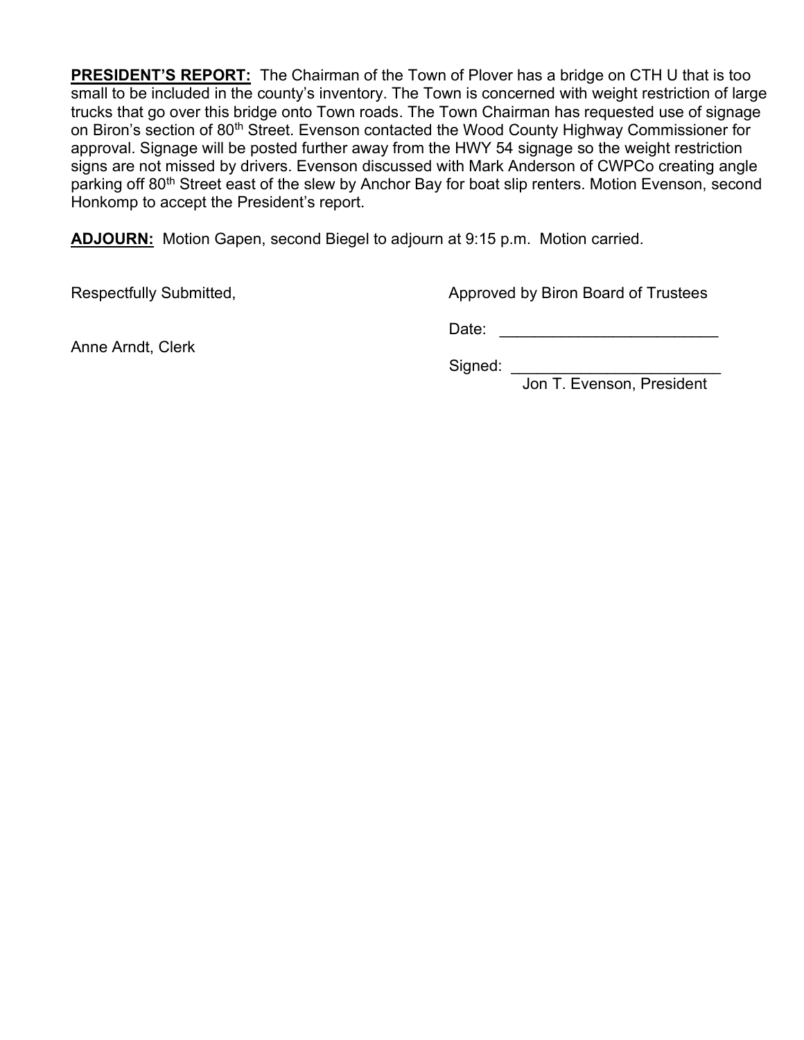**<u>PRESIDENT'S REPORT:</u>** The Chairman of the Town of Plover has a bridge on CTH U that is too small to be included in the county's inventory. The Town is concerned with weight restriction of large trucks that go over this bridge onto Town roads. The Town Chairman has requested use of signage on Biron's section of 80th Street. Evenson contacted the Wood County Highway Commissioner for approval. Signage will be posted further away from the HWY 54 signage so the weight restriction signs are not missed by drivers. Evenson discussed with Mark Anderson of CWPCo creating angle parking off 80th Street east of the slew by Anchor Bay for boat slip renters. Motion Evenson, second Honkomp to accept the President's report.

**<u>ADJOURN:</u>** Motion Gapen, second Biegel to adjourn at 9:15 p.m. Motion carried.

Respectfully Submitted,

Anne Arndt, Clerk

Approved by Biron Board of Trustees

Date: _________________________

Signed: ________________________
Jon T. Evenson, President